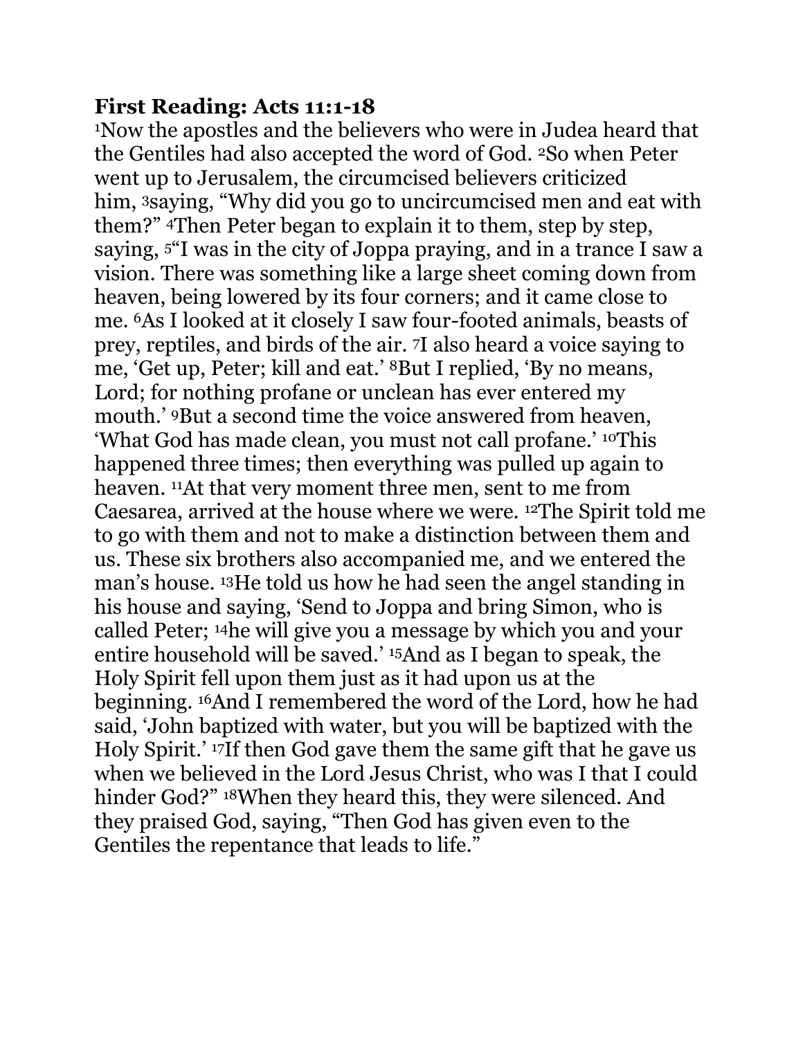## First Reading: Acts 11:1-18

[1]Now the apostles and the believers who were in Judea heard that the Gentiles had also accepted the word of God. [2]So when Peter went up to Jerusalem, the circumcised believers criticized him, [3]saying, “Why did you go to uncircumcised men and eat with them?” [4]Then Peter began to explain it to them, step by step, saying, [5]“I was in the city of Joppa praying, and in a trance I saw a vision. There was something like a large sheet coming down from heaven, being lowered by its four corners; and it came close to me. [6]As I looked at it closely I saw four-footed animals, beasts of prey, reptiles, and birds of the air. [7]I also heard a voice saying to me, ‘Get up, Peter; kill and eat.’ [8]But I replied, ‘By no means, Lord; for nothing profane or unclean has ever entered my mouth.’ [9]But a second time the voice answered from heaven, ‘What God has made clean, you must not call profane.’ [10]This happened three times; then everything was pulled up again to heaven. [11]At that very moment three men, sent to me from Caesarea, arrived at the house where we were. [12]The Spirit told me to go with them and not to make a distinction between them and us. These six brothers also accompanied me, and we entered the man’s house. [13]He told us how he had seen the angel standing in his house and saying, ‘Send to Joppa and bring Simon, who is called Peter; [14]he will give you a message by which you and your entire household will be saved.’ [15]And as I began to speak, the Holy Spirit fell upon them just as it had upon us at the beginning. [16]And I remembered the word of the Lord, how he had said, ‘John baptized with water, but you will be baptized with the Holy Spirit.’ [17]If then God gave them the same gift that he gave us when we believed in the Lord Jesus Christ, who was I that I could hinder God?” [18]When they heard this, they were silenced. And they praised God, saying, “Then God has given even to the Gentiles the repentance that leads to life.”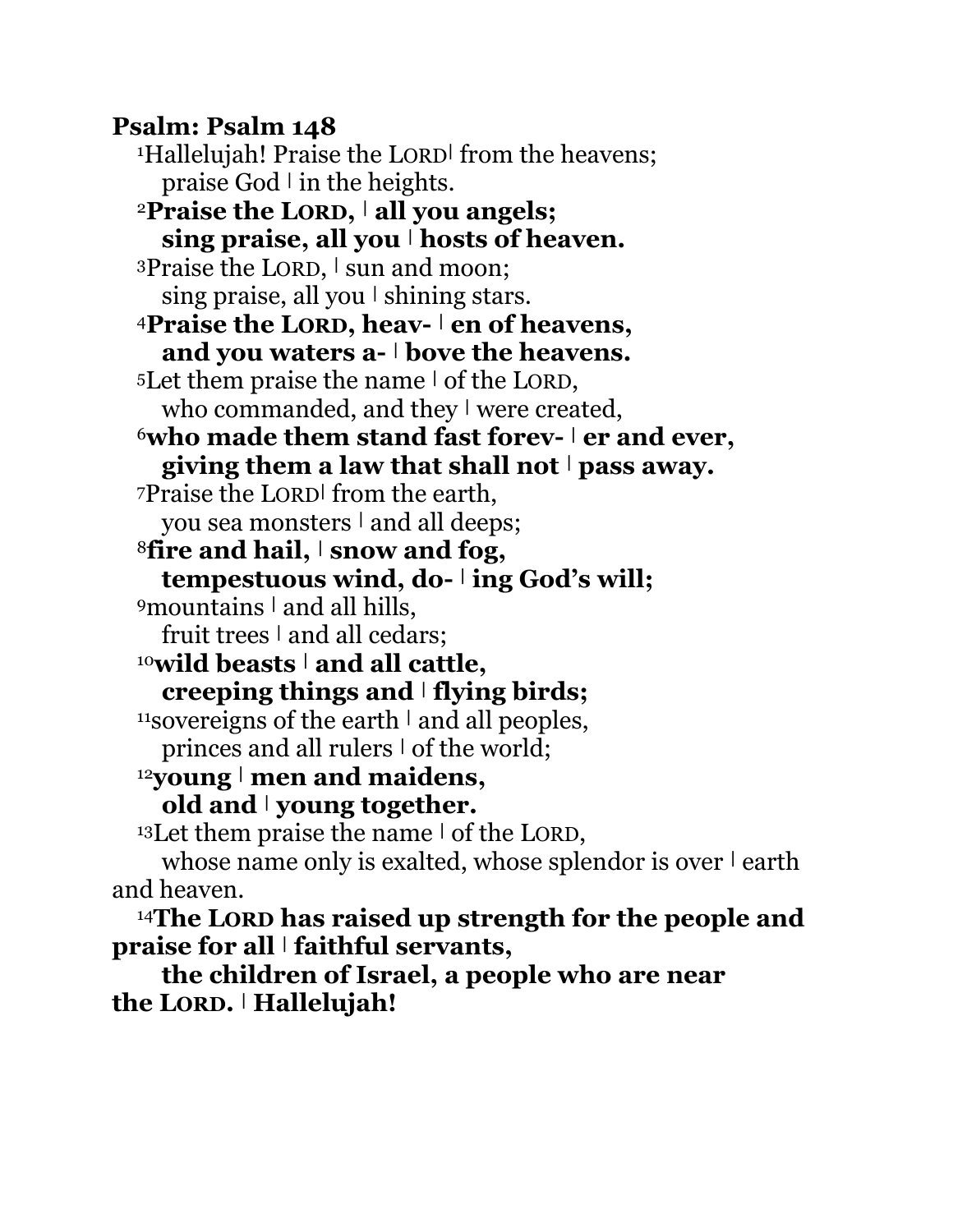**Psalm: Psalm 148**

[1]Hallelujah! Praise the LORD| from the heavens;
praise God | in the heights.

**[2]Praise the LORD, | all you angels;**
**sing praise, all you | hosts of heaven.**

[3]Praise the LORD, | sun and moon;
sing praise, all you | shining stars.

**[4]Praise the LORD, heav- | en of heavens,**
**and you waters a- | bove the heavens.**

[5]Let them praise the name | of the LORD,
who commanded, and they | were created,

**[6]who made them stand fast forev- | er and ever,**
**giving them a law that shall not | pass away.**

[7]Praise the LORD| from the earth,
you sea monsters | and all deeps;

**[8]fire and hail, | snow and fog,**
**tempestuous wind, do- | ing God's will;**

[9]mountains | and all hills,
fruit trees | and all cedars;

**[10]wild beasts | and all cattle,**
**creeping things and | flying birds;**

[11]sovereigns of the earth | and all peoples,
princes and all rulers | of the world;

**[12]young | men and maidens,**
**old and | young together.**

[13]Let them praise the name | of the LORD,
whose name only is exalted, whose splendor is over | earth and heaven.

**[14]The LORD has raised up strength for the people and praise for all | faithful servants,**
**the children of Israel, a people who are near the LORD. | Hallelujah!**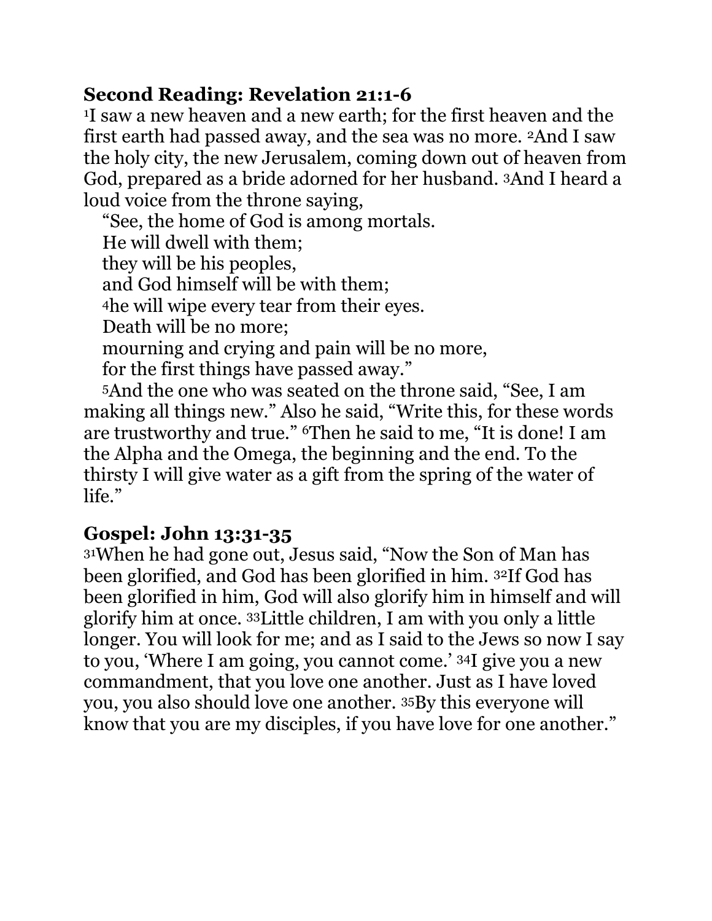**Second Reading: Revelation 21:1-6**

[1]I saw a new heaven and a new earth; for the first heaven and the first earth had passed away, and the sea was no more. [2]And I saw the holy city, the new Jerusalem, coming down out of heaven from God, prepared as a bride adorned for her husband. [3]And I heard a loud voice from the throne saying,

"See, the home of God is among mortals.  
He will dwell with them;  
they will be his peoples,  
and God himself will be with them;  
[4]he will wipe every tear from their eyes.  
Death will be no more;  
mourning and crying and pain will be no more,  
for the first things have passed away."

[5]And the one who was seated on the throne said, "See, I am making all things new." Also he said, "Write this, for these words are trustworthy and true." [6]Then he said to me, "It is done! I am the Alpha and the Omega, the beginning and the end. To the thirsty I will give water as a gift from the spring of the water of life."

**Gospel: John 13:31-35**

[31]When he had gone out, Jesus said, "Now the Son of Man has been glorified, and God has been glorified in him. [32]If God has been glorified in him, God will also glorify him in himself and will glorify him at once. [33]Little children, I am with you only a little longer. You will look for me; and as I said to the Jews so now I say to you, 'Where I am going, you cannot come.' [34]I give you a new commandment, that you love one another. Just as I have loved you, you also should love one another. [35]By this everyone will know that you are my disciples, if you have love for one another."